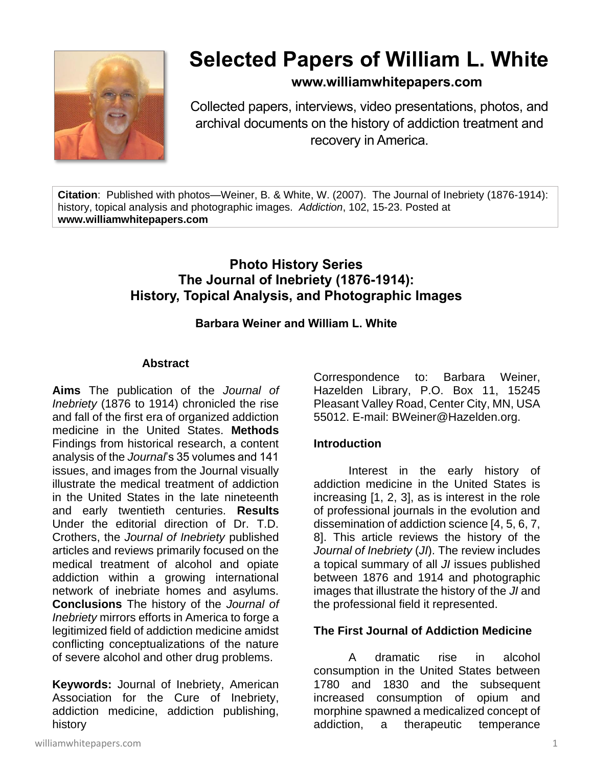# Selected Papers of William L. White

**www.williamwhitepapers.com**

Collected papers, interviews, video presentations, photos, and archival documents on the history of addiction treatment and recovery in America.

**Citation**: Published with photos—Weiner, B. & White, W. (2007). The Journal of Inebriety (1876-1914): history, topical analysis and photographic images. *Addiction*, 102, 15-23. Posted at **www.williamwhitepapers.com**

## Photo History Series
## The Journal of Inebriety (1876-1914): History, Topical Analysis, and Photographic Images

**Barbara Weiner and William L. White**

### Abstract

**Aims** The publication of the *Journal of Inebriety* (1876 to 1914) chronicled the rise and fall of the first era of organized addiction medicine in the United States. **Methods** Findings from historical research, a content analysis of the *Journal*'s 35 volumes and 141 issues, and images from the Journal visually illustrate the medical treatment of addiction in the United States in the late nineteenth and early twentieth centuries. **Results** Under the editorial direction of Dr. T.D. Crothers, the *Journal of Inebriety* published articles and reviews primarily focused on the medical treatment of alcohol and opiate addiction within a growing international network of inebriate homes and asylums. **Conclusions** The history of the *Journal of Inebriety* mirrors efforts in America to forge a legitimized field of addiction medicine amidst conflicting conceptualizations of the nature of severe alcohol and other drug problems.

**Keywords:** Journal of Inebriety, American Association for the Cure of Inebriety, addiction medicine, addiction publishing, history

Correspondence to: Barbara Weiner, Hazelden Library, P.O. Box 11, 15245 Pleasant Valley Road, Center City, MN, USA 55012. E-mail: BWeiner@Hazelden.org.

### Introduction

Interest in the early history of addiction medicine in the United States is increasing [1, 2, 3], as is interest in the role of professional journals in the evolution and dissemination of addiction science [4, 5, 6, 7, 8]. This article reviews the history of the *Journal of Inebriety* (*JI*). The review includes a topical summary of all *JI* issues published between 1876 and 1914 and photographic images that illustrate the history of the *JI* and the professional field it represented.

### The First Journal of Addiction Medicine

A dramatic rise in alcohol consumption in the United States between 1780 and 1830 and the subsequent increased consumption of opium and morphine spawned a medicalized concept of addiction, a therapeutic temperance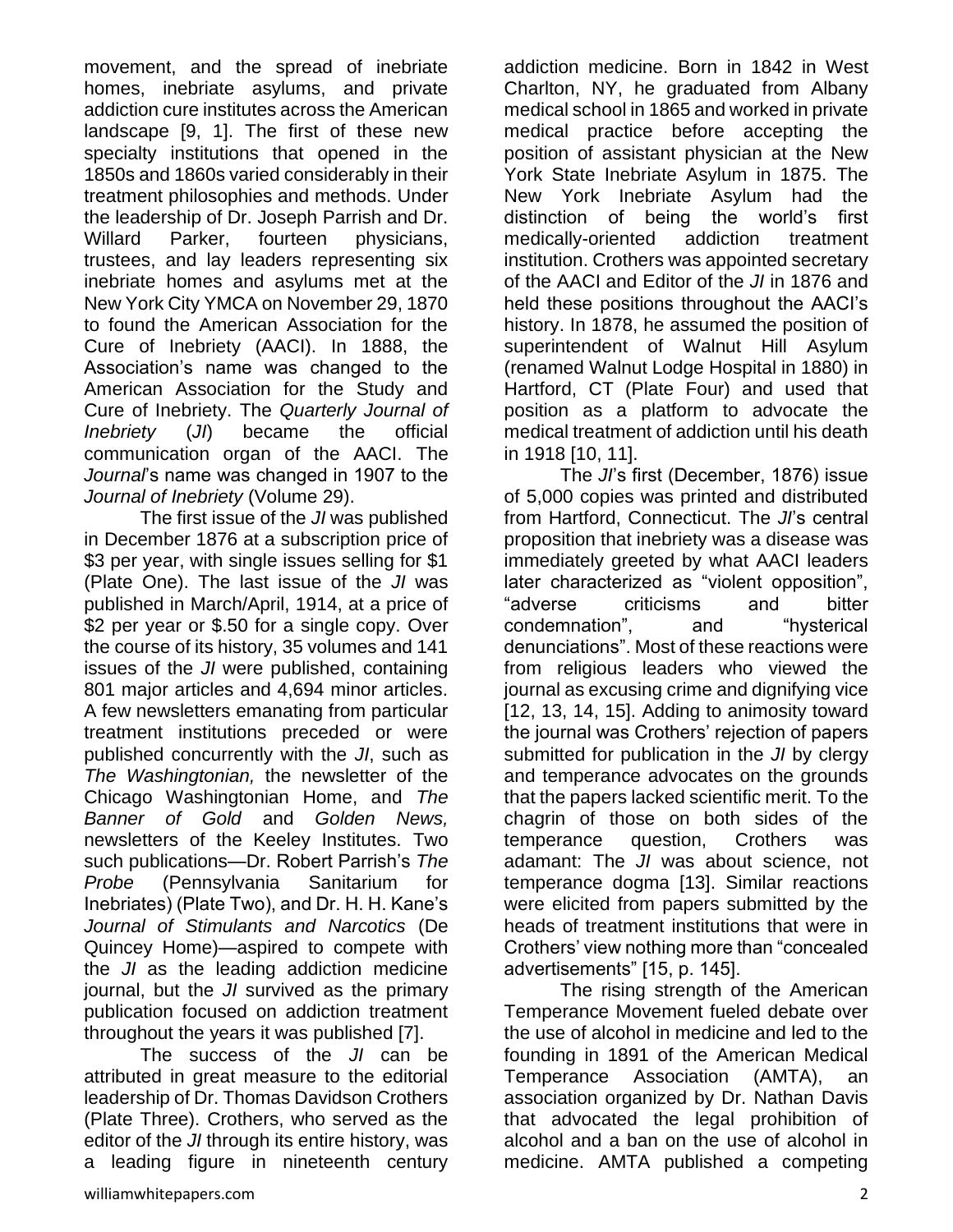movement, and the spread of inebriate homes, inebriate asylums, and private addiction cure institutes across the American landscape [9, 1]. The first of these new specialty institutions that opened in the 1850s and 1860s varied considerably in their treatment philosophies and methods. Under the leadership of Dr. Joseph Parrish and Dr. Willard Parker, fourteen physicians, trustees, and lay leaders representing six inebriate homes and asylums met at the New York City YMCA on November 29, 1870 to found the American Association for the Cure of Inebriety (AACI). In 1888, the Association's name was changed to the American Association for the Study and Cure of Inebriety. The *Quarterly Journal of Inebriety* (*JI*) became the official communication organ of the AACI. The *Journal*'s name was changed in 1907 to the *Journal of Inebriety* (Volume 29).

The first issue of the *JI* was published in December 1876 at a subscription price of $3 per year, with single issues selling for $1 (Plate One). The last issue of the *JI* was published in March/April, 1914, at a price of $2 per year or $.50 for a single copy. Over the course of its history, 35 volumes and 141 issues of the *JI* were published, containing 801 major articles and 4,694 minor articles. A few newsletters emanating from particular treatment institutions preceded or were published concurrently with the *JI*, such as *The Washingtonian,* the newsletter of the Chicago Washingtonian Home, and *The Banner of Gold* and *Golden News,* newsletters of the Keeley Institutes. Two such publications—Dr. Robert Parrish's *The Probe* (Pennsylvania Sanitarium for Inebriates) (Plate Two), and Dr. H. H. Kane's *Journal of Stimulants and Narcotics* (De Quincey Home)—aspired to compete with the *JI* as the leading addiction medicine journal, but the *JI* survived as the primary publication focused on addiction treatment throughout the years it was published [7].

The success of the *JI* can be attributed in great measure to the editorial leadership of Dr. Thomas Davidson Crothers (Plate Three). Crothers, who served as the editor of the *JI* through its entire history, was a leading figure in nineteenth century addiction medicine. Born in 1842 in West Charlton, NY, he graduated from Albany medical school in 1865 and worked in private medical practice before accepting the position of assistant physician at the New York State Inebriate Asylum in 1875. The New York Inebriate Asylum had the distinction of being the world's first medically-oriented addiction treatment institution. Crothers was appointed secretary of the AACI and Editor of the *JI* in 1876 and held these positions throughout the AACI's history. In 1878, he assumed the position of superintendent of Walnut Hill Asylum (renamed Walnut Lodge Hospital in 1880) in Hartford, CT (Plate Four) and used that position as a platform to advocate the medical treatment of addiction until his death in 1918 [10, 11].

The *JI*'s first (December, 1876) issue of 5,000 copies was printed and distributed from Hartford, Connecticut. The *JI*'s central proposition that inebriety was a disease was immediately greeted by what AACI leaders later characterized as "violent opposition", "adverse criticisms and bitter condemnation", and "hysterical denunciations". Most of these reactions were from religious leaders who viewed the journal as excusing crime and dignifying vice [12, 13, 14, 15]. Adding to animosity toward the journal was Crothers' rejection of papers submitted for publication in the *JI* by clergy and temperance advocates on the grounds that the papers lacked scientific merit. To the chagrin of those on both sides of the temperance question, Crothers was adamant: The *JI* was about science, not temperance dogma [13]. Similar reactions were elicited from papers submitted by the heads of treatment institutions that were in Crothers' view nothing more than "concealed advertisements" [15, p. 145].

The rising strength of the American Temperance Movement fueled debate over the use of alcohol in medicine and led to the founding in 1891 of the American Medical Temperance Association (AMTA), an association organized by Dr. Nathan Davis that advocated the legal prohibition of alcohol and a ban on the use of alcohol in medicine. AMTA published a competing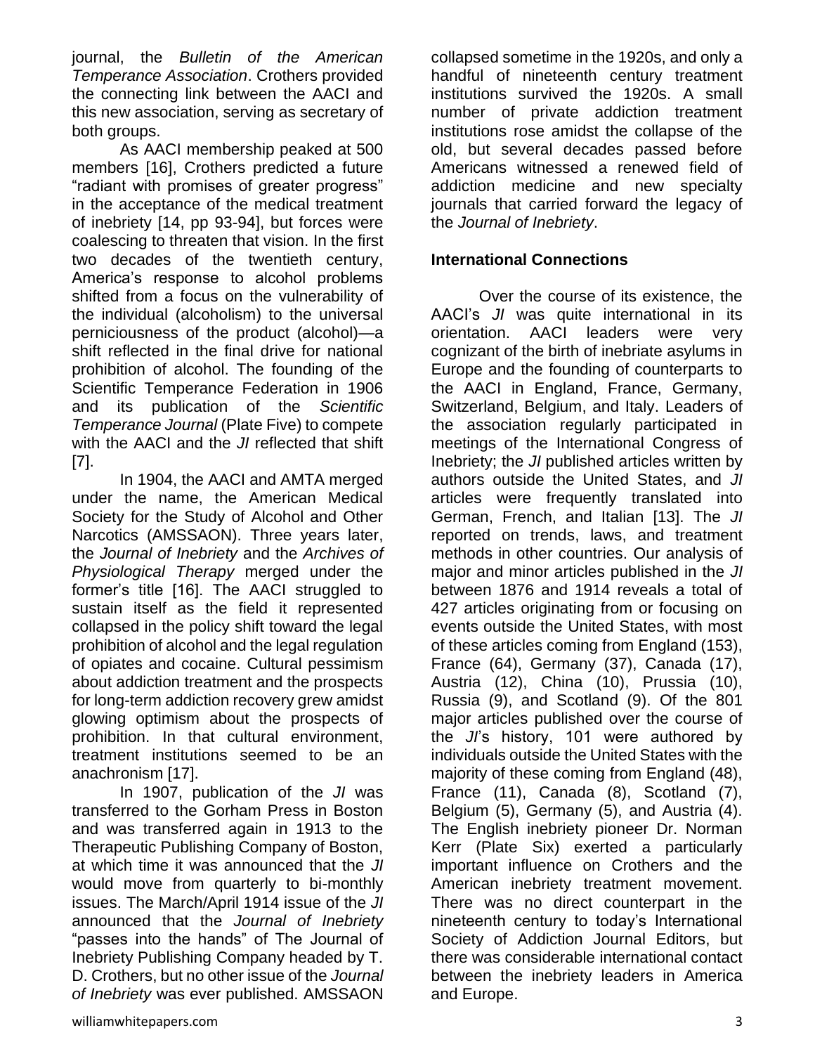journal, the *Bulletin of the American Temperance Association*. Crothers provided the connecting link between the AACI and this new association, serving as secretary of both groups.

As AACI membership peaked at 500 members [16], Crothers predicted a future "radiant with promises of greater progress" in the acceptance of the medical treatment of inebriety [14, pp 93-94], but forces were coalescing to threaten that vision. In the first two decades of the twentieth century, America's response to alcohol problems shifted from a focus on the vulnerability of the individual (alcoholism) to the universal perniciousness of the product (alcohol)—a shift reflected in the final drive for national prohibition of alcohol. The founding of the Scientific Temperance Federation in 1906 and its publication of the *Scientific Temperance Journal* (Plate Five) to compete with the AACI and the *JI* reflected that shift [7].

In 1904, the AACI and AMTA merged under the name, the American Medical Society for the Study of Alcohol and Other Narcotics (AMSSAON). Three years later, the *Journal of Inebriety* and the *Archives of Physiological Therapy* merged under the former's title [16]. The AACI struggled to sustain itself as the field it represented collapsed in the policy shift toward the legal prohibition of alcohol and the legal regulation of opiates and cocaine. Cultural pessimism about addiction treatment and the prospects for long-term addiction recovery grew amidst glowing optimism about the prospects of prohibition. In that cultural environment, treatment institutions seemed to be an anachronism [17].

In 1907, publication of the *JI* was transferred to the Gorham Press in Boston and was transferred again in 1913 to the Therapeutic Publishing Company of Boston, at which time it was announced that the *JI* would move from quarterly to bi-monthly issues. The March/April 1914 issue of the *JI* announced that the *Journal of Inebriety* "passes into the hands" of The Journal of Inebriety Publishing Company headed by T. D. Crothers, but no other issue of the *Journal of Inebriety* was ever published. AMSSAON collapsed sometime in the 1920s, and only a handful of nineteenth century treatment institutions survived the 1920s. A small number of private addiction treatment institutions rose amidst the collapse of the old, but several decades passed before Americans witnessed a renewed field of addiction medicine and new specialty journals that carried forward the legacy of the *Journal of Inebriety*.

## International Connections

Over the course of its existence, the AACI's *JI* was quite international in its orientation. AACI leaders were very cognizant of the birth of inebriate asylums in Europe and the founding of counterparts to the AACI in England, France, Germany, Switzerland, Belgium, and Italy. Leaders of the association regularly participated in meetings of the International Congress of Inebriety; the *JI* published articles written by authors outside the United States, and *JI* articles were frequently translated into German, French, and Italian [13]. The *JI* reported on trends, laws, and treatment methods in other countries. Our analysis of major and minor articles published in the *JI* between 1876 and 1914 reveals a total of 427 articles originating from or focusing on events outside the United States, with most of these articles coming from England (153), France (64), Germany (37), Canada (17), Austria (12), China (10), Prussia (10), Russia (9), and Scotland (9). Of the 801 major articles published over the course of the *JI*'s history, 101 were authored by individuals outside the United States with the majority of these coming from England (48), France (11), Canada (8), Scotland (7), Belgium (5), Germany (5), and Austria (4). The English inebriety pioneer Dr. Norman Kerr (Plate Six) exerted a particularly important influence on Crothers and the American inebriety treatment movement. There was no direct counterpart in the nineteenth century to today's International Society of Addiction Journal Editors, but there was considerable international contact between the inebriety leaders in America and Europe.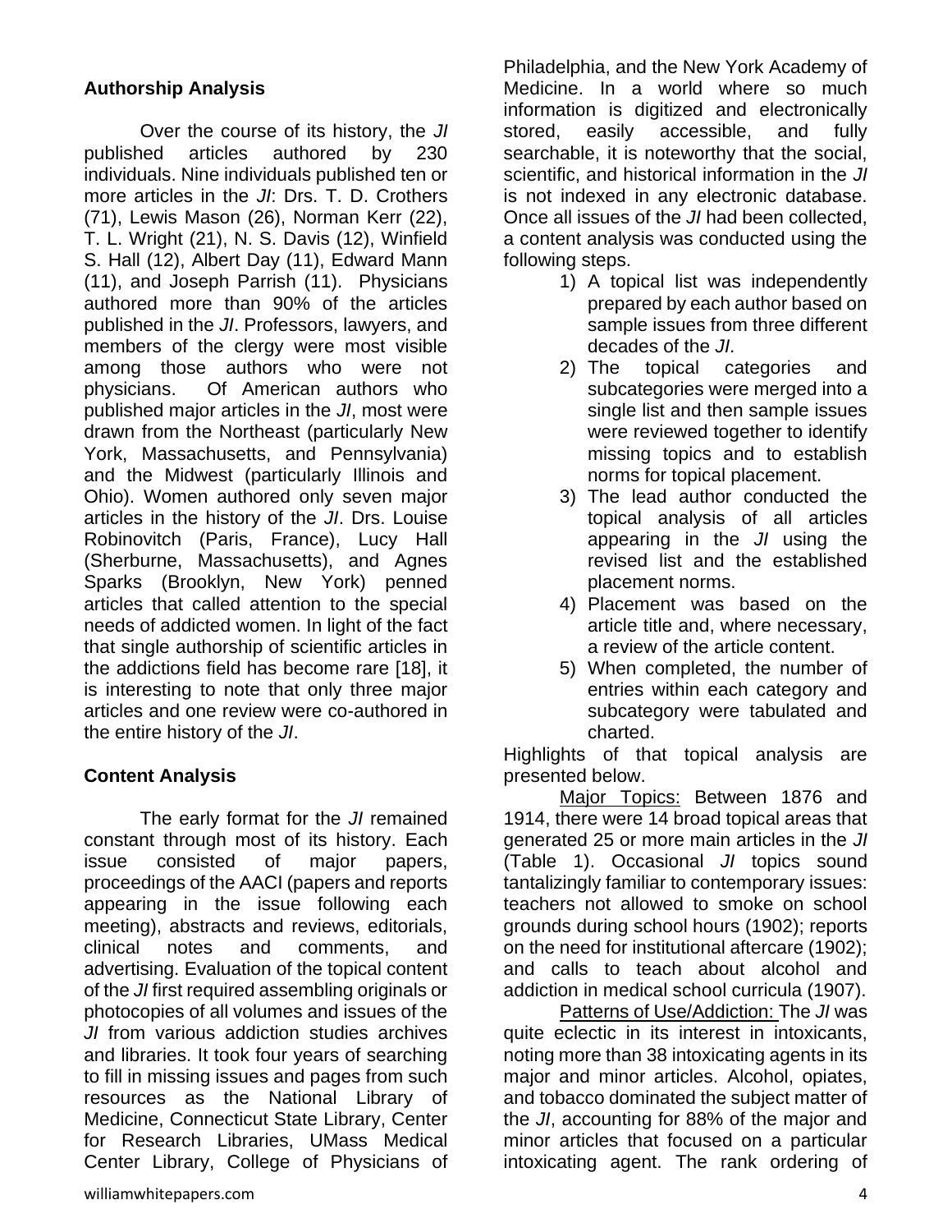### Authorship Analysis

Over the course of its history, the *JI* published articles authored by 230 individuals. Nine individuals published ten or more articles in the *JI*: Drs. T. D. Crothers (71), Lewis Mason (26), Norman Kerr (22), T. L. Wright (21), N. S. Davis (12), Winfield S. Hall (12), Albert Day (11), Edward Mann (11), and Joseph Parrish (11). Physicians authored more than 90% of the articles published in the *JI*. Professors, lawyers, and members of the clergy were most visible among those authors who were not physicians. Of American authors who published major articles in the *JI*, most were drawn from the Northeast (particularly New York, Massachusetts, and Pennsylvania) and the Midwest (particularly Illinois and Ohio). Women authored only seven major articles in the history of the *JI*. Drs. Louise Robinovitch (Paris, France), Lucy Hall (Sherburne, Massachusetts), and Agnes Sparks (Brooklyn, New York) penned articles that called attention to the special needs of addicted women. In light of the fact that single authorship of scientific articles in the addictions field has become rare [18], it is interesting to note that only three major articles and one review were co-authored in the entire history of the *JI*.

### Content Analysis

The early format for the *JI* remained constant through most of its history. Each issue consisted of major papers, proceedings of the AACI (papers and reports appearing in the issue following each meeting), abstracts and reviews, editorials, clinical notes and comments, and advertising. Evaluation of the topical content of the *JI* first required assembling originals or photocopies of all volumes and issues of the *JI* from various addiction studies archives and libraries. It took four years of searching to fill in missing issues and pages from such resources as the National Library of Medicine, Connecticut State Library, Center for Research Libraries, UMass Medical Center Library, College of Physicians of Philadelphia, and the New York Academy of Medicine. In a world where so much information is digitized and electronically stored, easily accessible, and fully searchable, it is noteworthy that the social, scientific, and historical information in the *JI* is not indexed in any electronic database. Once all issues of the *JI* had been collected, a content analysis was conducted using the following steps.

1) A topical list was independently prepared by each author based on sample issues from three different decades of the *JI*.
2) The topical categories and subcategories were merged into a single list and then sample issues were reviewed together to identify missing topics and to establish norms for topical placement.
3) The lead author conducted the topical analysis of all articles appearing in the *JI* using the revised list and the established placement norms.
4) Placement was based on the article title and, where necessary, a review of the article content.
5) When completed, the number of entries within each category and subcategory were tabulated and charted.

Highlights of that topical analysis are presented below.

<u>Major Topics:</u> Between 1876 and 1914, there were 14 broad topical areas that generated 25 or more main articles in the *JI* (Table 1). Occasional *JI* topics sound tantalizingly familiar to contemporary issues: teachers not allowed to smoke on school grounds during school hours (1902); reports on the need for institutional aftercare (1902); and calls to teach about alcohol and addiction in medical school curricula (1907).

<u>Patterns of Use/Addiction:</u> The *JI* was quite eclectic in its interest in intoxicants, noting more than 38 intoxicating agents in its major and minor articles. Alcohol, opiates, and tobacco dominated the subject matter of the *JI*, accounting for 88% of the major and minor articles that focused on a particular intoxicating agent. The rank ordering of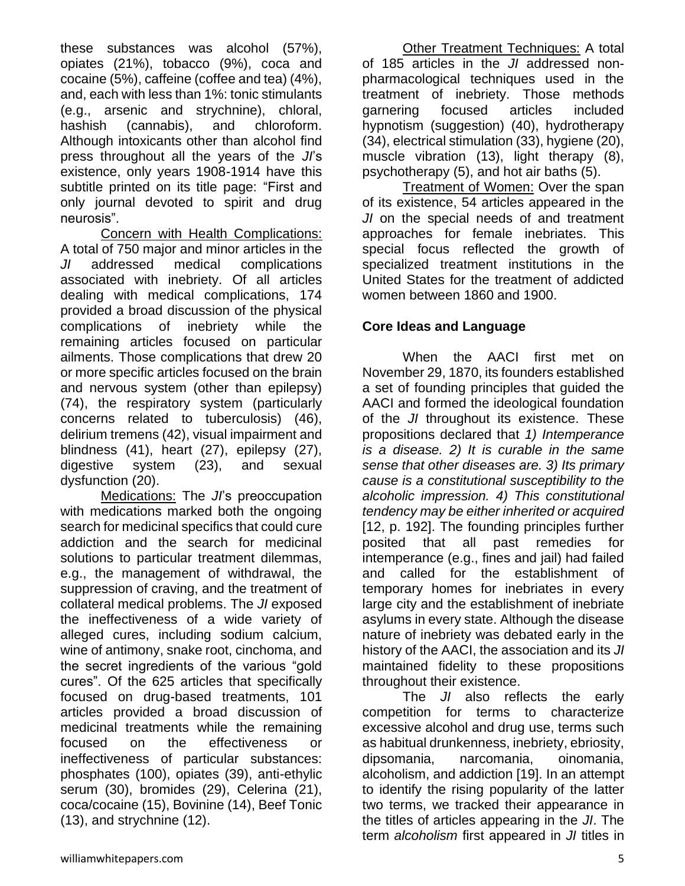these substances was alcohol (57%), opiates (21%), tobacco (9%), coca and cocaine (5%), caffeine (coffee and tea) (4%), and, each with less than 1%: tonic stimulants (e.g., arsenic and strychnine), chloral, hashish (cannabis), and chloroform. Although intoxicants other than alcohol find press throughout all the years of the *JI*'s existence, only years 1908-1914 have this subtitle printed on its title page: "First and only journal devoted to spirit and drug neurosis".

Concern with Health Complications: A total of 750 major and minor articles in the *JI* addressed medical complications associated with inebriety. Of all articles dealing with medical complications, 174 provided a broad discussion of the physical complications of inebriety while the remaining articles focused on particular ailments. Those complications that drew 20 or more specific articles focused on the brain and nervous system (other than epilepsy) (74), the respiratory system (particularly concerns related to tuberculosis) (46), delirium tremens (42), visual impairment and blindness (41), heart (27), epilepsy (27), digestive system (23), and sexual dysfunction (20).

Medications: The *JI*'s preoccupation with medications marked both the ongoing search for medicinal specifics that could cure addiction and the search for medicinal solutions to particular treatment dilemmas, e.g., the management of withdrawal, the suppression of craving, and the treatment of collateral medical problems. The *JI* exposed the ineffectiveness of a wide variety of alleged cures, including sodium calcium, wine of antimony, snake root, cinchoma, and the secret ingredients of the various "gold cures". Of the 625 articles that specifically focused on drug-based treatments, 101 articles provided a broad discussion of medicinal treatments while the remaining focused on the effectiveness or ineffectiveness of particular substances: phosphates (100), opiates (39), anti-ethylic serum (30), bromides (29), Celerina (21), coca/cocaine (15), Bovinine (14), Beef Tonic (13), and strychnine (12).

Other Treatment Techniques: A total of 185 articles in the *JI* addressed non-pharmacological techniques used in the treatment of inebriety. Those methods garnering focused articles included hypnotism (suggestion) (40), hydrotherapy (34), electrical stimulation (33), hygiene (20), muscle vibration (13), light therapy (8), psychotherapy (5), and hot air baths (5).

Treatment of Women: Over the span of its existence, 54 articles appeared in the *JI* on the special needs of and treatment approaches for female inebriates. This special focus reflected the growth of specialized treatment institutions in the United States for the treatment of addicted women between 1860 and 1900.

## Core Ideas and Language

When the AACI first met on November 29, 1870, its founders established a set of founding principles that guided the AACI and formed the ideological foundation of the *JI* throughout its existence. These propositions declared that *1) Intemperance is a disease. 2) It is curable in the same sense that other diseases are. 3) Its primary cause is a constitutional susceptibility to the alcoholic impression. 4) This constitutional tendency may be either inherited or acquired* [12, p. 192]. The founding principles further posited that all past remedies for intemperance (e.g., fines and jail) had failed and called for the establishment of temporary homes for inebriates in every large city and the establishment of inebriate asylums in every state. Although the disease nature of inebriety was debated early in the history of the AACI, the association and its *JI* maintained fidelity to these propositions throughout their existence.

The *JI* also reflects the early competition for terms to characterize excessive alcohol and drug use, terms such as habitual drunkenness, inebriety, ebriosity, dipsomania, narcomania, oinomania, alcoholism, and addiction [19]. In an attempt to identify the rising popularity of the latter two terms, we tracked their appearance in the titles of articles appearing in the *JI*. The term *alcoholism* first appeared in *JI* titles in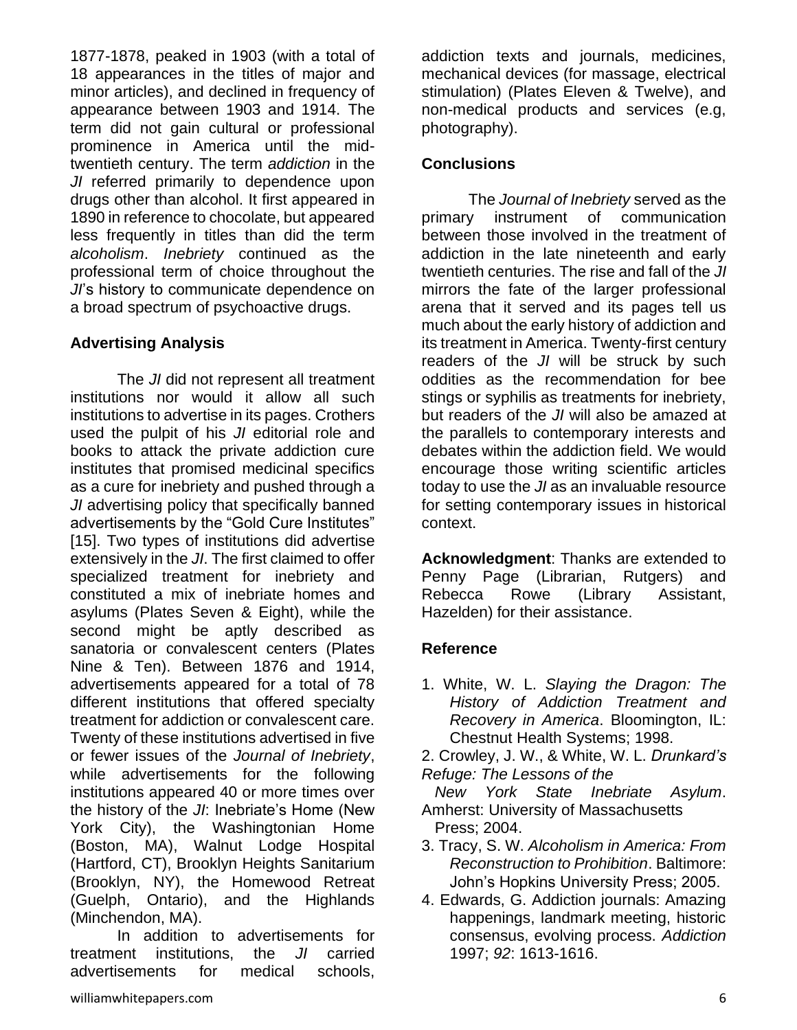1877-1878, peaked in 1903 (with a total of 18 appearances in the titles of major and minor articles), and declined in frequency of appearance between 1903 and 1914. The term did not gain cultural or professional prominence in America until the mid-twentieth century. The term *addiction* in the *JI* referred primarily to dependence upon drugs other than alcohol. It first appeared in 1890 in reference to chocolate, but appeared less frequently in titles than did the term *alcoholism*. *Inebriety* continued as the professional term of choice throughout the *JI*'s history to communicate dependence on a broad spectrum of psychoactive drugs.

## Advertising Analysis

The *JI* did not represent all treatment institutions nor would it allow all such institutions to advertise in its pages. Crothers used the pulpit of his *JI* editorial role and books to attack the private addiction cure institutes that promised medicinal specifics as a cure for inebriety and pushed through a *JI* advertising policy that specifically banned advertisements by the "Gold Cure Institutes" [15]. Two types of institutions did advertise extensively in the *JI*. The first claimed to offer specialized treatment for inebriety and constituted a mix of inebriate homes and asylums (Plates Seven & Eight), while the second might be aptly described as sanatoria or convalescent centers (Plates Nine & Ten). Between 1876 and 1914, advertisements appeared for a total of 78 different institutions that offered specialty treatment for addiction or convalescent care. Twenty of these institutions advertised in five or fewer issues of the *Journal of Inebriety*, while advertisements for the following institutions appeared 40 or more times over the history of the *JI*: Inebriate's Home (New York City), the Washingtonian Home (Boston, MA), Walnut Lodge Hospital (Hartford, CT), Brooklyn Heights Sanitarium (Brooklyn, NY), the Homewood Retreat (Guelph, Ontario), and the Highlands (Minchendon, MA).

In addition to advertisements for treatment institutions, the *JI* carried advertisements for medical schools, addiction texts and journals, medicines, mechanical devices (for massage, electrical stimulation) (Plates Eleven & Twelve), and non-medical products and services (e.g, photography).

## Conclusions

The *Journal of Inebriety* served as the primary instrument of communication between those involved in the treatment of addiction in the late nineteenth and early twentieth centuries. The rise and fall of the *JI* mirrors the fate of the larger professional arena that it served and its pages tell us much about the early history of addiction and its treatment in America. Twenty-first century readers of the *JI* will be struck by such oddities as the recommendation for bee stings or syphilis as treatments for inebriety, but readers of the *JI* will also be amazed at the parallels to contemporary interests and debates within the addiction field. We would encourage those writing scientific articles today to use the *JI* as an invaluable resource for setting contemporary issues in historical context.

**Acknowledgment**: Thanks are extended to Penny Page (Librarian, Rutgers) and Rebecca Rowe (Library Assistant, Hazelden) for their assistance.

## Reference

1. White, W. L. *Slaying the Dragon: The History of Addiction Treatment and Recovery in America*. Bloomington, IL: Chestnut Health Systems; 1998.
2. Crowley, J. W., & White, W. L. *Drunkard's Refuge: The Lessons of the New York State Inebriate Asylum*. Amherst: University of Massachusetts Press; 2004.
3. Tracy, S. W. *Alcoholism in America: From Reconstruction to Prohibition*. Baltimore: John's Hopkins University Press; 2005.
4. Edwards, G. Addiction journals: Amazing happenings, landmark meeting, historic consensus, evolving process. *Addiction* 1997; *92*: 1613-1616.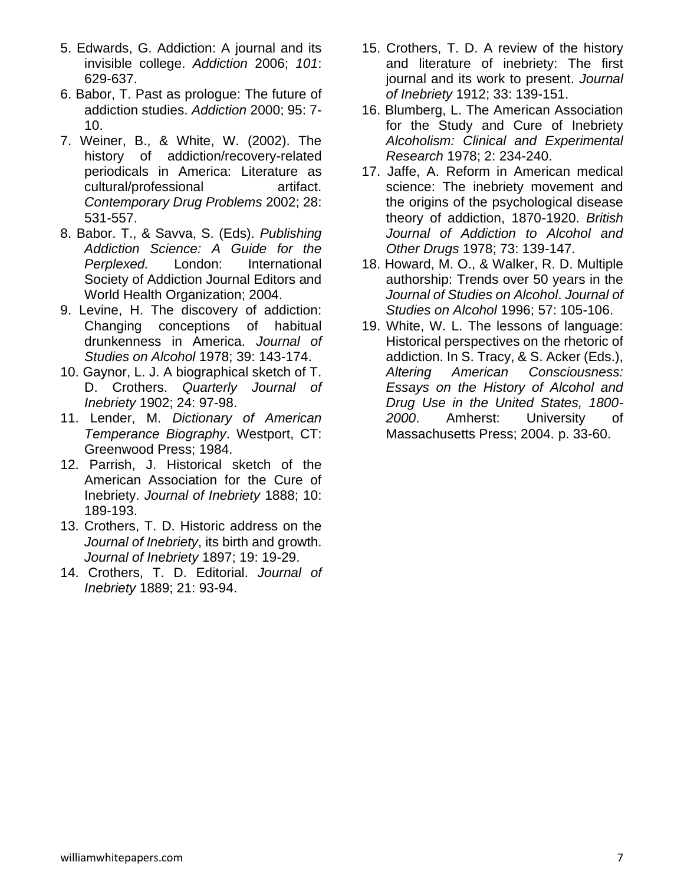5. Edwards, G. Addiction: A journal and its invisible college. *Addiction* 2006; *101*: 629-637.
6. Babor, T. Past as prologue: The future of addiction studies. *Addiction* 2000; 95: 7-10.
7. Weiner, B., & White, W. (2002). The history of addiction/recovery-related periodicals in America: Literature as cultural/professional artifact. *Contemporary Drug Problems* 2002; 28: 531-557.
8. Babor. T., & Savva, S. (Eds). *Publishing Addiction Science: A Guide for the Perplexed.* London: International Society of Addiction Journal Editors and World Health Organization; 2004.
9. Levine, H. The discovery of addiction: Changing conceptions of habitual drunkenness in America. *Journal of Studies on Alcohol* 1978; 39: 143-174.
10. Gaynor, L. J. A biographical sketch of T. D. Crothers. *Quarterly Journal of Inebriety* 1902; 24: 97-98.
11. Lender, M. *Dictionary of American Temperance Biography*. Westport, CT: Greenwood Press; 1984.
12. Parrish, J. Historical sketch of the American Association for the Cure of Inebriety. *Journal of Inebriety* 1888; 10: 189-193.
13. Crothers, T. D. Historic address on the *Journal of Inebriety*, its birth and growth. *Journal of Inebriety* 1897; 19: 19-29.
14. Crothers, T. D. Editorial. *Journal of Inebriety* 1889; 21: 93-94.
15. Crothers, T. D. A review of the history and literature of inebriety: The first journal and its work to present. *Journal of Inebriety* 1912; 33: 139-151.
16. Blumberg, L. The American Association for the Study and Cure of Inebriety *Alcoholism: Clinical and Experimental Research* 1978; 2: 234-240.
17. Jaffe, A. Reform in American medical science: The inebriety movement and the origins of the psychological disease theory of addiction, 1870-1920. *British Journal of Addiction to Alcohol and Other Drugs* 1978; 73: 139-147.
18. Howard, M. O., & Walker, R. D. Multiple authorship: Trends over 50 years in the *Journal of Studies on Alcohol*. *Journal of Studies on Alcohol* 1996; 57: 105-106.
19. White, W. L. The lessons of language: Historical perspectives on the rhetoric of addiction. In S. Tracy, & S. Acker (Eds.), *Altering American Consciousness: Essays on the History of Alcohol and Drug Use in the United States, 1800-2000*. Amherst: University of Massachusetts Press; 2004. p. 33-60.